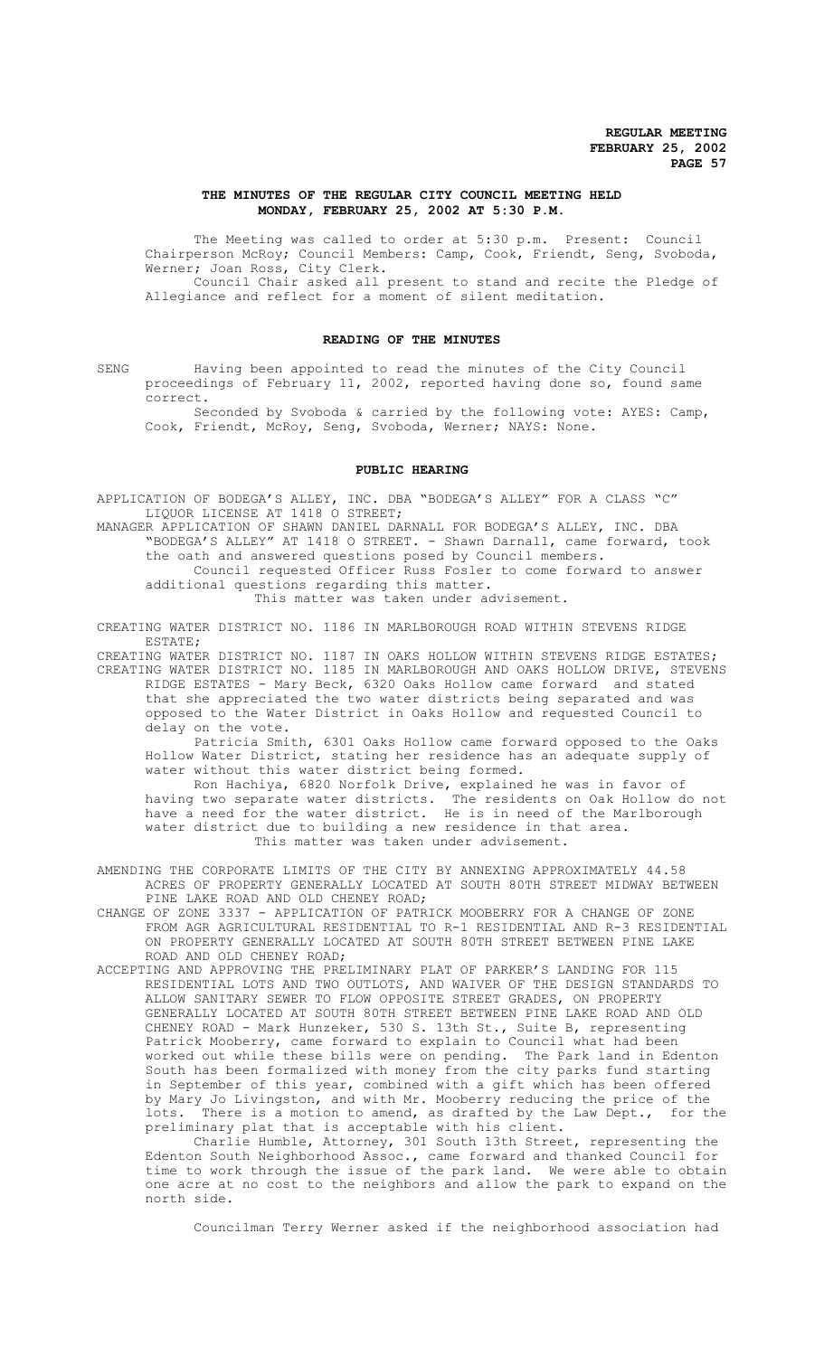# THE MINUTES OF THE REGULAR CITY COUNCIL MEETING HELD MONDAY, FEBRUARY 25, 2002 AT 5:30 P.M.

The Meeting was called to order at 5:30 p.m. Present: Council Chairperson McRoy; Council Members: Camp, Cook, Friendt, Seng, Svoboda, Werner; Joan Ross, City Clerk.

Council Chair asked all present to stand and recite the Pledge of Allegiance and reflect for a moment of silent meditation.

## READING OF THE MINUTES

SENG Having been appointed to read the minutes of the City Council proceedings of February 11, 2002, reported having done so, found same correct.

Seconded by Svoboda & carried by the following vote: AYES: Camp, Cook, Friendt, McRoy, Seng, Svoboda, Werner; NAYS: None.

## PUBLIC HEARING

APPLICATION OF BODEGA'S ALLEY, INC. DBA "BODEGA'S ALLEY" FOR A CLASS "C" LIQUOR LICENSE AT 1418 O STREET;

MANAGER APPLICATION OF SHAWN DANIEL DARNALL FOR BODEGA'S ALLEY, INC. DBA "BODEGA'S ALLEY" AT 1418 O STREET. - Shawn Darnall, came forward, took the oath and answered questions posed by Council members.

Council requested Officer Russ Fosler to come forward to answer additional questions regarding this matter.

This matter was taken under advisement.

CREATING WATER DISTRICT NO. 1186 IN MARLBOROUGH ROAD WITHIN STEVENS RIDGE ESTATE;

CREATING WATER DISTRICT NO. 1187 IN OAKS HOLLOW WITHIN STEVENS RIDGE ESTATES;

CREATING WATER DISTRICT NO. 1185 IN MARLBOROUGH AND OAKS HOLLOW DRIVE, STEVENS RIDGE ESTATES - Mary Beck, 6320 Oaks Hollow came forward and stated that she appreciated the two water districts being separated and was opposed to the Water District in Oaks Hollow and requested Council to delay on the vote.

Patricia Smith, 6301 Oaks Hollow came forward opposed to the Oaks Hollow Water District, stating her residence has an adequate supply of water without this water district being formed.

Ron Hachiya, 6820 Norfolk Drive, explained he was in favor of having two separate water districts. The residents on Oak Hollow do not have a need for the water district. He is in need of the Marlborough water district due to building a new residence in that area.

This matter was taken under advisement.

AMENDING THE CORPORATE LIMITS OF THE CITY BY ANNEXING APPROXIMATELY 44.58 ACRES OF PROPERTY GENERALLY LOCATED AT SOUTH 80TH STREET MIDWAY BETWEEN PINE LAKE ROAD AND OLD CHENEY ROAD;

CHANGE OF ZONE 3337 - APPLICATION OF PATRICK MOOBERRY FOR A CHANGE OF ZONE FROM AGR AGRICULTURAL RESIDENTIAL TO R-1 RESIDENTIAL AND R-3 RESIDENTIAL ON PROPERTY GENERALLY LOCATED AT SOUTH 80TH STREET BETWEEN PINE LAKE ROAD AND OLD CHENEY ROAD;

ACCEPTING AND APPROVING THE PRELIMINARY PLAT OF PARKER'S LANDING FOR 115 RESIDENTIAL LOTS AND TWO OUTLOTS, AND WAIVER OF THE DESIGN STANDARDS TO ALLOW SANITARY SEWER TO FLOW OPPOSITE STREET GRADES, ON PROPERTY GENERALLY LOCATED AT SOUTH 80TH STREET BETWEEN PINE LAKE ROAD AND OLD CHENEY ROAD - Mark Hunzeker, 530 S. 13th St., Suite B, representing Patrick Mooberry, came forward to explain to Council what had been worked out while these bills were on pending. The Park land in Edenton South has been formalized with money from the city parks fund starting in September of this year, combined with a gift which has been offered by Mary Jo Livingston, and with Mr. Mooberry reducing the price of the lots. There is a motion to amend, as drafted by the Law Dept., for the preliminary plat that is acceptable with his client.

Charlie Humble, Attorney, 301 South 13th Street, representing the Edenton South Neighborhood Assoc., came forward and thanked Council for time to work through the issue of the park land. We were able to obtain one acre at no cost to the neighbors and allow the park to expand on the north side.

Councilman Terry Werner asked if the neighborhood association had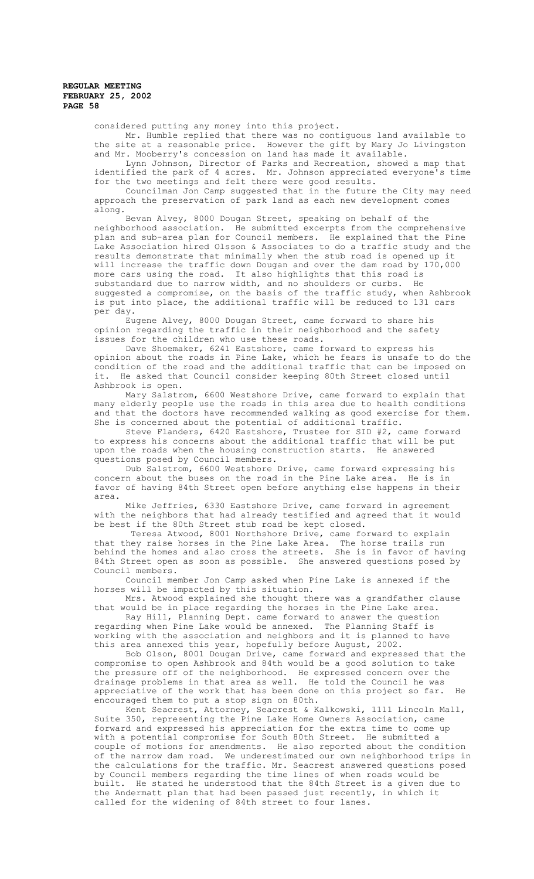considered putting any money into this project.

Mr. Humble replied that there was no contiguous land available to the site at a reasonable price. However the gift by Mary Jo Livingston and Mr. Mooberry's concession on land has made it available.

Lynn Johnson, Director of Parks and Recreation, showed a map that identified the park of 4 acres. Mr. Johnson appreciated everyone's time for the two meetings and felt there were good results.

Councilman Jon Camp suggested that in the future the City may need approach the preservation of park land as each new development comes along.

Bevan Alvey, 8000 Dougan Street, speaking on behalf of the neighborhood association. He submitted excerpts from the comprehensive plan and sub-area plan for Council members. He explained that the Pine Lake Association hired Olsson & Associates to do a traffic study and the results demonstrate that minimally when the stub road is opened up it will increase the traffic down Dougan and over the dam road by 170,000 more cars using the road. It also highlights that this road is substandard due to narrow width, and no shoulders or curbs. He suggested a compromise, on the basis of the traffic study, when Ashbrook is put into place, the additional traffic will be reduced to 131 cars per day.

Eugene Alvey, 8000 Dougan Street, came forward to share his opinion regarding the traffic in their neighborhood and the safety issues for the children who use these roads.

Dave Shoemaker, 6241 Eastshore, came forward to express his opinion about the roads in Pine Lake, which he fears is unsafe to do the condition of the road and the additional traffic that can be imposed on it. He asked that Council consider keeping 80th Street closed until Ashbrook is open.

Mary Salstrom, 6600 Westshore Drive, came forward to explain that many elderly people use the roads in this area due to health conditions and that the doctors have recommended walking as good exercise for them. She is concerned about the potential of additional traffic.

Steve Flanders, 6420 Eastshore, Trustee for SID #2, came forward to express his concerns about the additional traffic that will be put upon the roads when the housing construction starts. He answered questions posed by Council members.

Dub Salstrom, 6600 Westshore Drive, came forward expressing his concern about the buses on the road in the Pine Lake area. He is in favor of having 84th Street open before anything else happens in their area.

Mike Jeffries, 6330 Eastshore Drive, came forward in agreement with the neighbors that had already testified and agreed that it would be best if the 80th Street stub road be kept closed.

Teresa Atwood, 8001 Northshore Drive, came forward to explain that they raise horses in the Pine Lake Area. The horse trails run behind the homes and also cross the streets. She is in favor of having 84th Street open as soon as possible. She answered questions posed by Council members.

Council member Jon Camp asked when Pine Lake is annexed if the horses will be impacted by this situation.

Mrs. Atwood explained she thought there was a grandfather clause that would be in place regarding the horses in the Pine Lake area.

Ray Hill, Planning Dept. came forward to answer the question regarding when Pine Lake would be annexed. The Planning Staff is working with the association and neighbors and it is planned to have this area annexed this year, hopefully before August, 2002.

Bob Olson, 8001 Dougan Drive, came forward and expressed that the compromise to open Ashbrook and 84th would be a good solution to take the pressure off of the neighborhood. He expressed concern over the drainage problems in that area as well. He told the Council he was appreciative of the work that has been done on this project so far. He encouraged them to put a stop sign on 80th.

Kent Seacrest, Attorney, Seacrest & Kalkowski, 1111 Lincoln Mall, Suite 350, representing the Pine Lake Home Owners Association, came forward and expressed his appreciation for the extra time to come up with a potential compromise for South 80th Street. He submitted a couple of motions for amendments. He also reported about the condition of the narrow dam road. We underestimated our own neighborhood trips in the calculations for the traffic. Mr. Seacrest answered questions posed by Council members regarding the time lines of when roads would be built. He stated he understood that the 84th Street is a given due to the Andermatt plan that had been passed just recently, in which it called for the widening of 84th street to four lanes.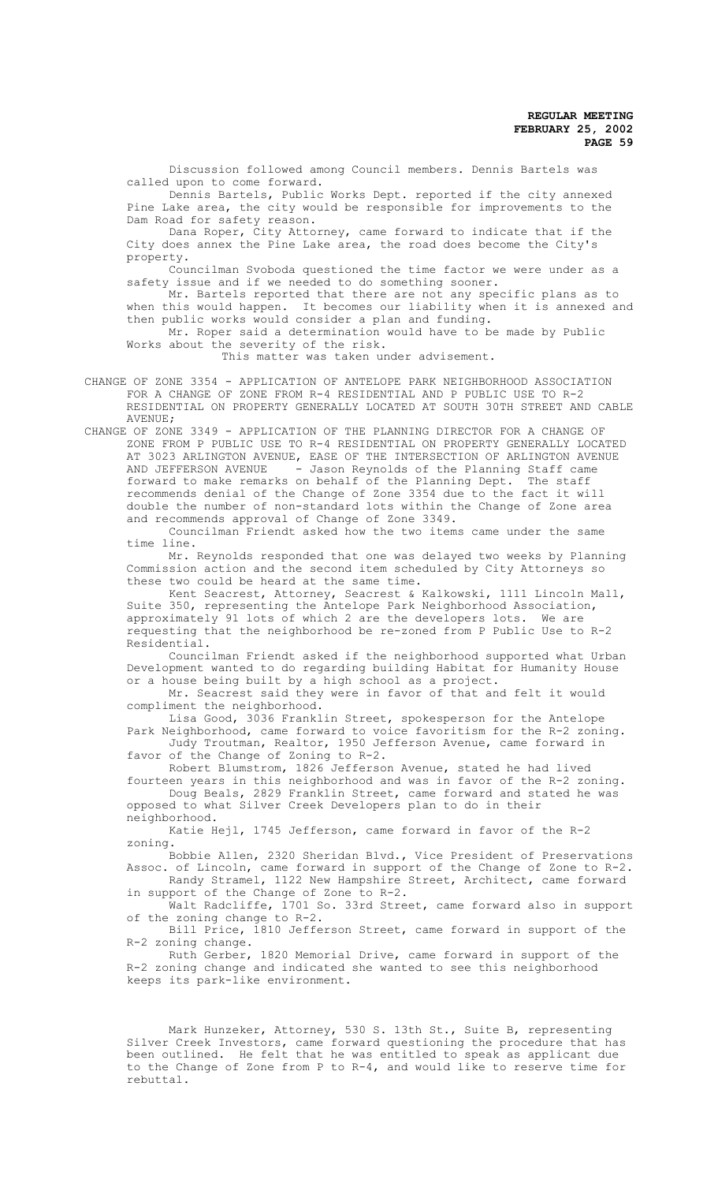Discussion followed among Council members. Dennis Bartels was called upon to come forward.

Dennis Bartels, Public Works Dept. reported if the city annexed Pine Lake area, the city would be responsible for improvements to the Dam Road for safety reason.

Dana Roper, City Attorney, came forward to indicate that if the City does annex the Pine Lake area, the road does become the City's property.

Councilman Svoboda questioned the time factor we were under as a safety issue and if we needed to do something sooner.

Mr. Bartels reported that there are not any specific plans as to when this would happen. It becomes our liability when it is annexed and then public works would consider a plan and funding.

Mr. Roper said a determination would have to be made by Public Works about the severity of the risk.

This matter was taken under advisement.

CHANGE OF ZONE 3354 - APPLICATION OF ANTELOPE PARK NEIGHBORHOOD ASSOCIATION FOR A CHANGE OF ZONE FROM R-4 RESIDENTIAL AND P PUBLIC USE TO R-2 RESIDENTIAL ON PROPERTY GENERALLY LOCATED AT SOUTH 30TH STREET AND CABLE AVENUE;

CHANGE OF ZONE 3349 - APPLICATION OF THE PLANNING DIRECTOR FOR A CHANGE OF ZONE FROM P PUBLIC USE TO R-4 RESIDENTIAL ON PROPERTY GENERALLY LOCATED AT 3023 ARLINGTON AVENUE, EASE OF THE INTERSECTION OF ARLINGTON AVENUE AND JEFFERSON AVENUE - Jason Reynolds of the Planning Staff came forward to make remarks on behalf of the Planning Dept. The staff recommends denial of the Change of Zone 3354 due to the fact it will double the number of non-standard lots within the Change of Zone area and recommends approval of Change of Zone 3349.

Councilman Friendt asked how the two items came under the same time line.

Mr. Reynolds responded that one was delayed two weeks by Planning Commission action and the second item scheduled by City Attorneys so these two could be heard at the same time.

Kent Seacrest, Attorney, Seacrest & Kalkowski, 1111 Lincoln Mall, Suite 350, representing the Antelope Park Neighborhood Association, approximately 91 lots of which 2 are the developers lots. We are requesting that the neighborhood be re-zoned from P Public Use to R-2 Residential.

Councilman Friendt asked if the neighborhood supported what Urban Development wanted to do regarding building Habitat for Humanity House or a house being built by a high school as a project.

Mr. Seacrest said they were in favor of that and felt it would compliment the neighborhood.

Lisa Good, 3036 Franklin Street, spokesperson for the Antelope Park Neighborhood, came forward to voice favoritism for the R-2 zoning.

Judy Troutman, Realtor, 1950 Jefferson Avenue, came forward in favor of the Change of Zoning to R-2.

Robert Blumstrom, 1826 Jefferson Avenue, stated he had lived fourteen years in this neighborhood and was in favor of the R-2 zoning.

Doug Beals, 2829 Franklin Street, came forward and stated he was opposed to what Silver Creek Developers plan to do in their neighborhood.

Katie Hejl, 1745 Jefferson, came forward in favor of the R-2 zoning.

Bobbie Allen, 2320 Sheridan Blvd., Vice President of Preservations Assoc. of Lincoln, came forward in support of the Change of Zone to R-2.

Randy Stramel, 1122 New Hampshire Street, Architect, came forward in support of the Change of Zone to R-2.

Walt Radcliffe, 1701 So. 33rd Street, came forward also in support of the zoning change to R-2.

Bill Price, 1810 Jefferson Street, came forward in support of the R-2 zoning change.

Ruth Gerber, 1820 Memorial Drive, came forward in support of the R-2 zoning change and indicated she wanted to see this neighborhood keeps its park-like environment.

Mark Hunzeker, Attorney, 530 S. 13th St., Suite B, representing Silver Creek Investors, came forward questioning the procedure that has been outlined. He felt that he was entitled to speak as applicant due to the Change of Zone from P to R-4, and would like to reserve time for rebuttal.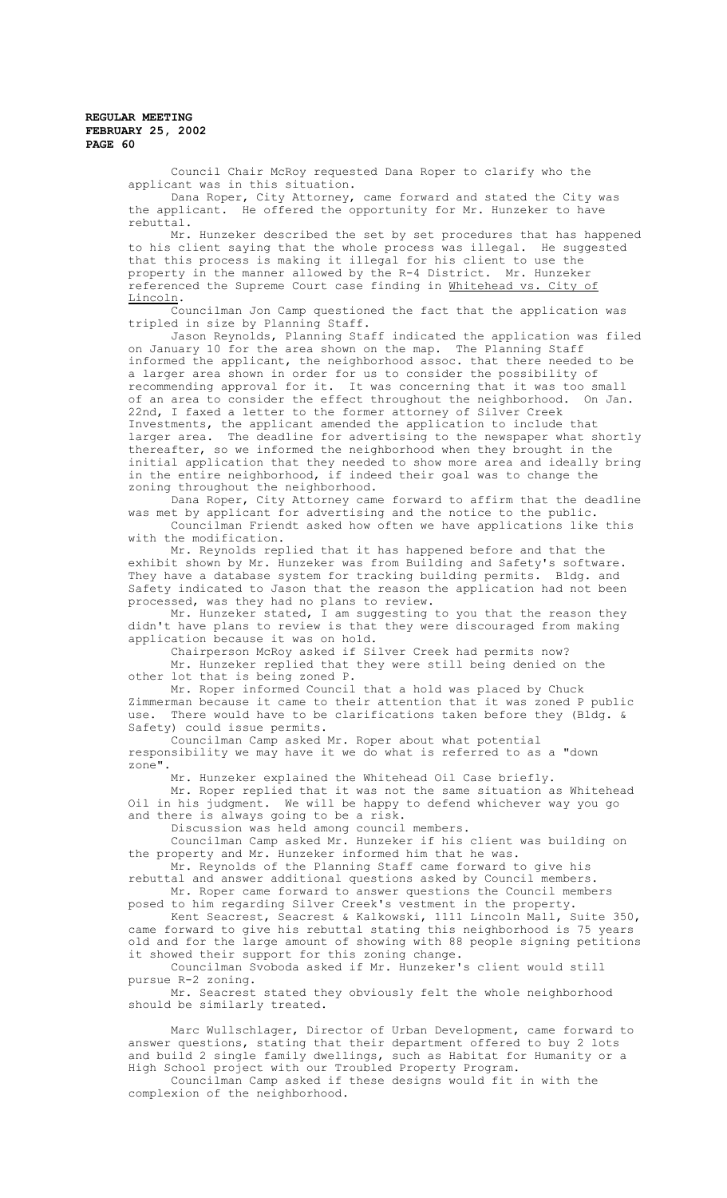Council Chair McRoy requested Dana Roper to clarify who the applicant was in this situation.

Dana Roper, City Attorney, came forward and stated the City was the applicant. He offered the opportunity for Mr. Hunzeker to have rebuttal.

Mr. Hunzeker described the set by set procedures that has happened to his client saying that the whole process was illegal. He suggested that this process is making it illegal for his client to use the property in the manner allowed by the R-4 District. Mr. Hunzeker referenced the Supreme Court case finding in Whitehead vs. City of Lincoln.

Councilman Jon Camp questioned the fact that the application was tripled in size by Planning Staff.

Jason Reynolds, Planning Staff indicated the application was filed on January 10 for the area shown on the map. The Planning Staff informed the applicant, the neighborhood assoc. that there needed to be a larger area shown in order for us to consider the possibility of recommending approval for it. It was concerning that it was too small of an area to consider the effect throughout the neighborhood. On Jan. 22nd, I faxed a letter to the former attorney of Silver Creek Investments, the applicant amended the application to include that larger area. The deadline for advertising to the newspaper what shortly thereafter, so we informed the neighborhood when they brought in the initial application that they needed to show more area and ideally bring in the entire neighborhood, if indeed their goal was to change the zoning throughout the neighborhood.

Dana Roper, City Attorney came forward to affirm that the deadline was met by applicant for advertising and the notice to the public.

Councilman Friendt asked how often we have applications like this with the modification.

Mr. Reynolds replied that it has happened before and that the exhibit shown by Mr. Hunzeker was from Building and Safety's software. They have a database system for tracking building permits. Bldg. and Safety indicated to Jason that the reason the application had not been processed, was they had no plans to review.

Mr. Hunzeker stated, I am suggesting to you that the reason they didn't have plans to review is that they were discouraged from making application because it was on hold.

Chairperson McRoy asked if Silver Creek had permits now?

Mr. Hunzeker replied that they were still being denied on the other lot that is being zoned P.

Mr. Roper informed Council that a hold was placed by Chuck Zimmerman because it came to their attention that it was zoned P public use. There would have to be clarifications taken before they (Bldg. & Safety) could issue permits.

Councilman Camp asked Mr. Roper about what potential responsibility we may have it we do what is referred to as a "down zone".

Mr. Hunzeker explained the Whitehead Oil Case briefly.

Mr. Roper replied that it was not the same situation as Whitehead Oil in his judgment. We will be happy to defend whichever way you go and there is always going to be a risk.

Discussion was held among council members.

Councilman Camp asked Mr. Hunzeker if his client was building on the property and Mr. Hunzeker informed him that he was.

Mr. Reynolds of the Planning Staff came forward to give his rebuttal and answer additional questions asked by Council members.

Mr. Roper came forward to answer questions the Council members posed to him regarding Silver Creek's vestment in the property.

Kent Seacrest, Seacrest & Kalkowski, 1111 Lincoln Mall, Suite 350, came forward to give his rebuttal stating this neighborhood is 75 years old and for the large amount of showing with 88 people signing petitions it showed their support for this zoning change.

Councilman Svoboda asked if Mr. Hunzeker's client would still pursue R-2 zoning.

Mr. Seacrest stated they obviously felt the whole neighborhood should be similarly treated.

Marc Wullschlager, Director of Urban Development, came forward to answer questions, stating that their department offered to buy 2 lots and build 2 single family dwellings, such as Habitat for Humanity or a High School project with our Troubled Property Program.

Councilman Camp asked if these designs would fit in with the complexion of the neighborhood.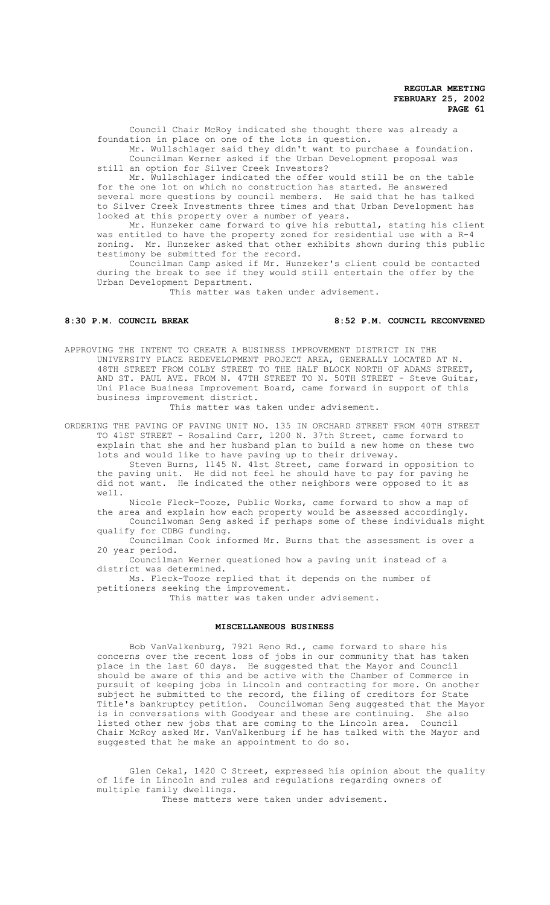Council Chair McRoy indicated she thought there was already a foundation in place on one of the lots in question.

Mr. Wullschlager said they didn't want to purchase a foundation.

Councilman Werner asked if the Urban Development proposal was still an option for Silver Creek Investors?

Mr. Wullschlager indicated the offer would still be on the table for the one lot on which no construction has started. He answered several more questions by council members. He said that he has talked to Silver Creek Investments three times and that Urban Development has looked at this property over a number of years.

Mr. Hunzeker came forward to give his rebuttal, stating his client was entitled to have the property zoned for residential use with a R-4 zoning. Mr. Hunzeker asked that other exhibits shown during this public testimony be submitted for the record.

Councilman Camp asked if Mr. Hunzeker's client could be contacted during the break to see if they would still entertain the offer by the Urban Development Department.

This matter was taken under advisement.

**8:30 P.M. COUNCIL BREAK** **8:52 P.M. COUNCIL RECONVENED**

APPROVING THE INTENT TO CREATE A BUSINESS IMPROVEMENT DISTRICT IN THE UNIVERSITY PLACE REDEVELOPMENT PROJECT AREA, GENERALLY LOCATED AT N. 48TH STREET FROM COLBY STREET TO THE HALF BLOCK NORTH OF ADAMS STREET, AND ST. PAUL AVE. FROM N. 47TH STREET TO N. 50TH STREET - Steve Guitar, Uni Place Business Improvement Board, came forward in support of this business improvement district.

This matter was taken under advisement.

ORDERING THE PAVING OF PAVING UNIT NO. 135 IN ORCHARD STREET FROM 40TH STREET TO 41ST STREET - Rosalind Carr, 1200 N. 37th Street, came forward to explain that she and her husband plan to build a new home on these two lots and would like to have paving up to their driveway.

Steven Burns, 1145 N. 41st Street, came forward in opposition to the paving unit. He did not feel he should have to pay for paving he did not want. He indicated the other neighbors were opposed to it as well.

Nicole Fleck-Tooze, Public Works, came forward to show a map of the area and explain how each property would be assessed accordingly.

Councilwoman Seng asked if perhaps some of these individuals might qualify for CDBG funding.

Councilman Cook informed Mr. Burns that the assessment is over a 20 year period.

Councilman Werner questioned how a paving unit instead of a district was determined.

Ms. Fleck-Tooze replied that it depends on the number of petitioners seeking the improvement.

This matter was taken under advisement.

## MISCELLANEOUS BUSINESS

Bob VanValkenburg, 7921 Reno Rd., came forward to share his concerns over the recent loss of jobs in our community that has taken place in the last 60 days. He suggested that the Mayor and Council should be aware of this and be active with the Chamber of Commerce in pursuit of keeping jobs in Lincoln and contracting for more. On another subject he submitted to the record, the filing of creditors for State Title's bankruptcy petition. Councilwoman Seng suggested that the Mayor is in conversations with Goodyear and these are continuing. She also listed other new jobs that are coming to the Lincoln area. Council Chair McRoy asked Mr. VanValkenburg if he has talked with the Mayor and suggested that he make an appointment to do so.

Glen Cekal, 1420 C Street, expressed his opinion about the quality of life in Lincoln and rules and regulations regarding owners of multiple family dwellings.

These matters were taken under advisement.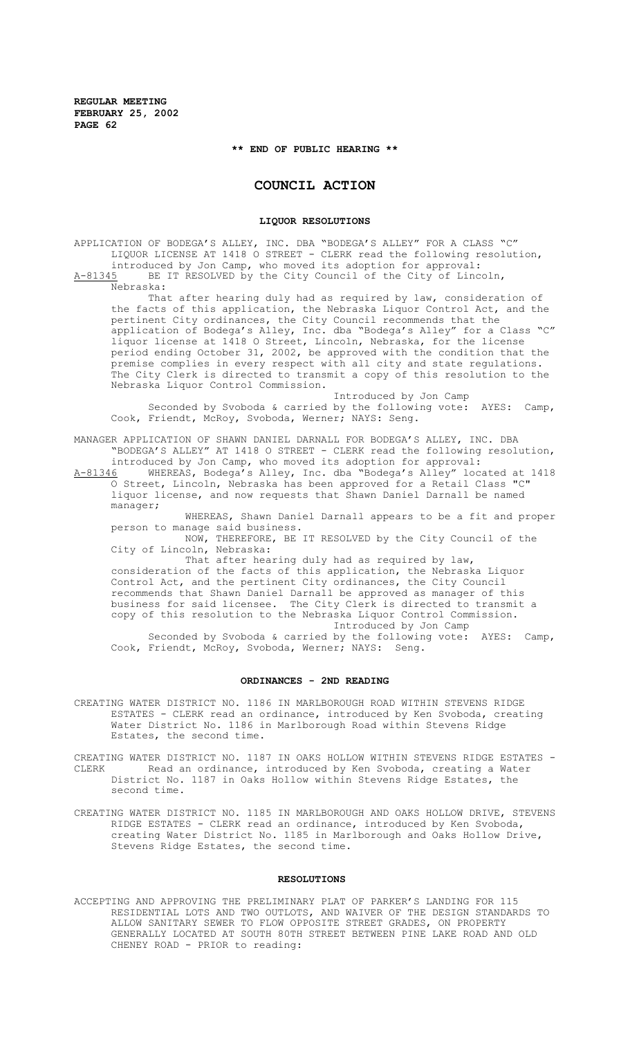**\*\* END OF PUBLIC HEARING \*\***

# COUNCIL ACTION

## LIQUOR RESOLUTIONS

APPLICATION OF BODEGA'S ALLEY, INC. DBA "BODEGA'S ALLEY" FOR A CLASS "C" LIQUOR LICENSE AT 1418 O STREET - CLERK read the following resolution, introduced by Jon Camp, who moved its adoption for approval:

A-81345 BE IT RESOLVED by the City Council of the City of Lincoln, Nebraska:

That after hearing duly had as required by law, consideration of the facts of this application, the Nebraska Liquor Control Act, and the pertinent City ordinances, the City Council recommends that the application of Bodega's Alley, Inc. dba "Bodega's Alley" for a Class "C" liquor license at 1418 O Street, Lincoln, Nebraska, for the license period ending October 31, 2002, be approved with the condition that the premise complies in every respect with all city and state regulations. The City Clerk is directed to transmit a copy of this resolution to the Nebraska Liquor Control Commission.

Introduced by Jon Camp

Seconded by Svoboda & carried by the following vote: AYES: Camp, Cook, Friendt, McRoy, Svoboda, Werner; NAYS: Seng.

MANAGER APPLICATION OF SHAWN DANIEL DARNALL FOR BODEGA'S ALLEY, INC. DBA "BODEGA'S ALLEY" AT 1418 O STREET - CLERK read the following resolution, introduced by Jon Camp, who moved its adoption for approval:

A-81346 WHEREAS, Bodega's Alley, Inc. dba "Bodega's Alley" located at 1418 O Street, Lincoln, Nebraska has been approved for a Retail Class "C" liquor license, and now requests that Shawn Daniel Darnall be named manager;

WHEREAS, Shawn Daniel Darnall appears to be a fit and proper person to manage said business.

NOW, THEREFORE, BE IT RESOLVED by the City Council of the City of Lincoln, Nebraska:

That after hearing duly had as required by law, consideration of the facts of this application, the Nebraska Liquor Control Act, and the pertinent City ordinances, the City Council recommends that Shawn Daniel Darnall be approved as manager of this business for said licensee. The City Clerk is directed to transmit a copy of this resolution to the Nebraska Liquor Control Commission.

Introduced by Jon Camp

Seconded by Svoboda & carried by the following vote: AYES: Camp, Cook, Friendt, McRoy, Svoboda, Werner; NAYS: Seng.

## ORDINANCES - 2ND READING

CREATING WATER DISTRICT NO. 1186 IN MARLBOROUGH ROAD WITHIN STEVENS RIDGE ESTATES - CLERK read an ordinance, introduced by Ken Svoboda, creating Water District No. 1186 in Marlborough Road within Stevens Ridge Estates, the second time.

CREATING WATER DISTRICT NO. 1187 IN OAKS HOLLOW WITHIN STEVENS RIDGE ESTATES - CLERK Read an ordinance, introduced by Ken Svoboda, creating a Water District No. 1187 in Oaks Hollow within Stevens Ridge Estates, the second time.

CREATING WATER DISTRICT NO. 1185 IN MARLBOROUGH AND OAKS HOLLOW DRIVE, STEVENS RIDGE ESTATES - CLERK read an ordinance, introduced by Ken Svoboda, creating Water District No. 1185 in Marlborough and Oaks Hollow Drive, Stevens Ridge Estates, the second time.

## RESOLUTIONS

ACCEPTING AND APPROVING THE PRELIMINARY PLAT OF PARKER'S LANDING FOR 115 RESIDENTIAL LOTS AND TWO OUTLOTS, AND WAIVER OF THE DESIGN STANDARDS TO ALLOW SANITARY SEWER TO FLOW OPPOSITE STREET GRADES, ON PROPERTY GENERALLY LOCATED AT SOUTH 80TH STREET BETWEEN PINE LAKE ROAD AND OLD CHENEY ROAD - PRIOR to reading: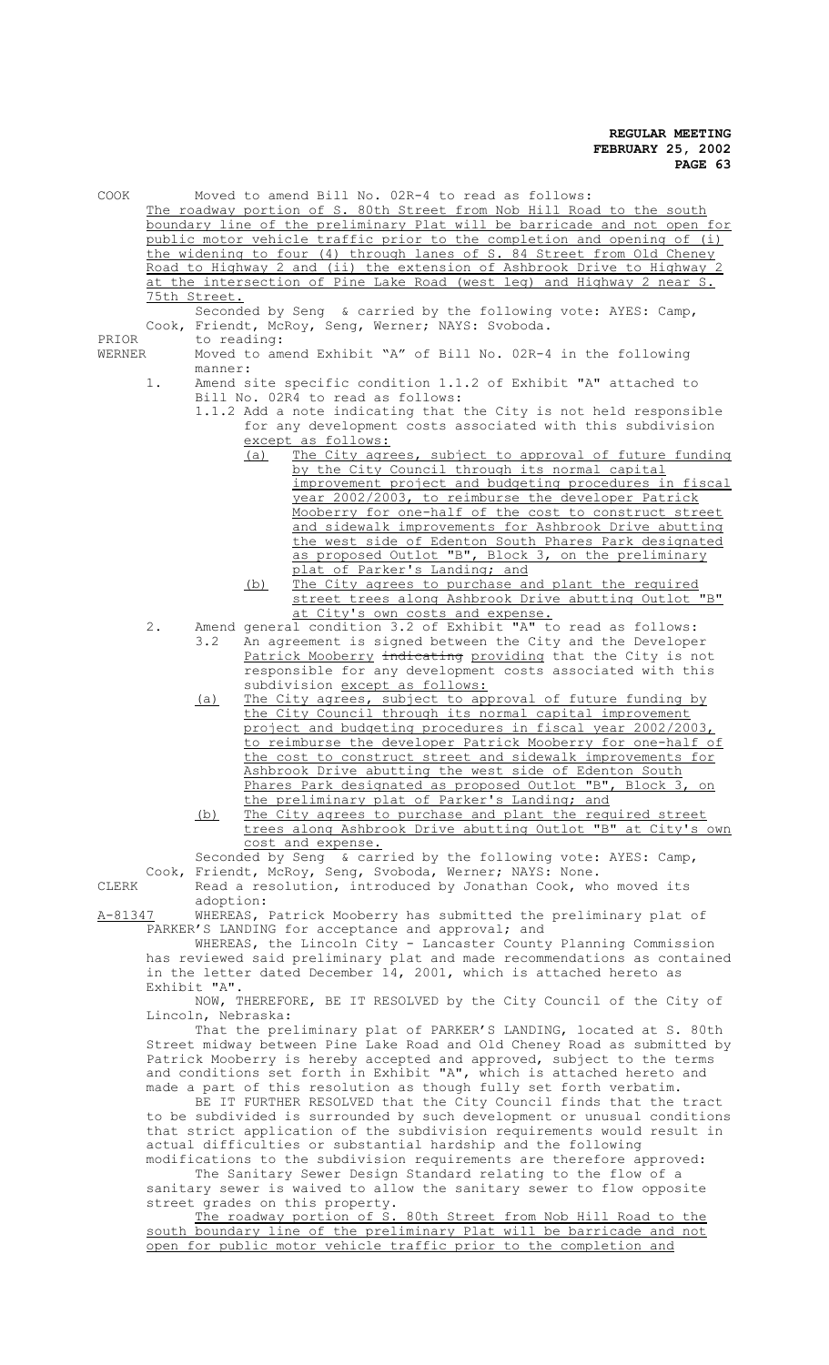COOK Moved to amend Bill No. 02R-4 to read as follows:

<u>The roadway portion of S. 80th Street from Nob Hill Road to the south boundary line of the preliminary Plat will be barricade and not open for public motor vehicle traffic prior to the completion and opening of (i) the widening to four (4) through lanes of S. 84 Street from Old Cheney Road to Highway 2 and (ii) the extension of Ashbrook Drive to Highway 2 at the intersection of Pine Lake Road (west leg) and Highway 2 near S. 75th Street.</u>

Seconded by Seng & carried by the following vote: AYES: Camp, Cook, Friendt, McRoy, Seng, Werner; NAYS: Svoboda.

PRIOR to reading:

WERNER Moved to amend Exhibit "A" of Bill No. 02R-4 in the following manner:

1. Amend site specific condition 1.1.2 of Exhibit "A" attached to Bill No. 02R4 to read as follows:
   1.1.2 Add a note indicating that the City is not held responsible for any development costs associated with this subdivision <u>except as follows:</u>
      <u>(a) The City agrees, subject to approval of future funding by the City Council through its normal capital improvement project and budgeting procedures in fiscal year 2002/2003, to reimburse the developer Patrick Mooberry for one-half of the cost to construct street and sidewalk improvements for Ashbrook Drive abutting the west side of Edenton South Phares Park designated as proposed Outlot "B", Block 3, on the preliminary plat of Parker's Landing; and</u>
      <u>(b) The City agrees to purchase and plant the required street trees along Ashbrook Drive abutting Outlot "B" at City's own costs and expense.</u>
2. Amend general condition 3.2 of Exhibit "A" to read as follows:
   3.2 An agreement is signed between the City and the Developer <u>Patrick Mooberry</u> ~~indicating~~ <u>providing</u> that the City is not responsible for any development costs associated with this subdivision <u>except as follows:</u>
      <u>(a) The City agrees, subject to approval of future funding by the City Council through its normal capital improvement project and budgeting procedures in fiscal year 2002/2003, to reimburse the developer Patrick Mooberry for one-half of the cost to construct street and sidewalk improvements for Ashbrook Drive abutting the west side of Edenton South Phares Park designated as proposed Outlot "B", Block 3, on the preliminary plat of Parker's Landing; and</u>
      <u>(b) The City agrees to purchase and plant the required street trees along Ashbrook Drive abutting Outlot "B" at City's own cost and expense.</u>

Seconded by Seng & carried by the following vote: AYES: Camp, Cook, Friendt, McRoy, Seng, Svoboda, Werner; NAYS: None.

CLERK Read a resolution, introduced by Jonathan Cook, who moved its adoption:

<u>A-81347</u> WHEREAS, Patrick Mooberry has submitted the preliminary plat of PARKER'S LANDING for acceptance and approval; and

WHEREAS, the Lincoln City - Lancaster County Planning Commission has reviewed said preliminary plat and made recommendations as contained in the letter dated December 14, 2001, which is attached hereto as Exhibit "A".

NOW, THEREFORE, BE IT RESOLVED by the City Council of the City of Lincoln, Nebraska:

That the preliminary plat of PARKER'S LANDING, located at S. 80th Street midway between Pine Lake Road and Old Cheney Road as submitted by Patrick Mooberry is hereby accepted and approved, subject to the terms and conditions set forth in Exhibit "A", which is attached hereto and made a part of this resolution as though fully set forth verbatim.

BE IT FURTHER RESOLVED that the City Council finds that the tract to be subdivided is surrounded by such development or unusual conditions that strict application of the subdivision requirements would result in actual difficulties or substantial hardship and the following modifications to the subdivision requirements are therefore approved:

The Sanitary Sewer Design Standard relating to the flow of a sanitary sewer is waived to allow the sanitary sewer to flow opposite street grades on this property.

<u>The roadway portion of S. 80th Street from Nob Hill Road to the south boundary line of the preliminary Plat will be barricade and not open for public motor vehicle traffic prior to the completion and</u>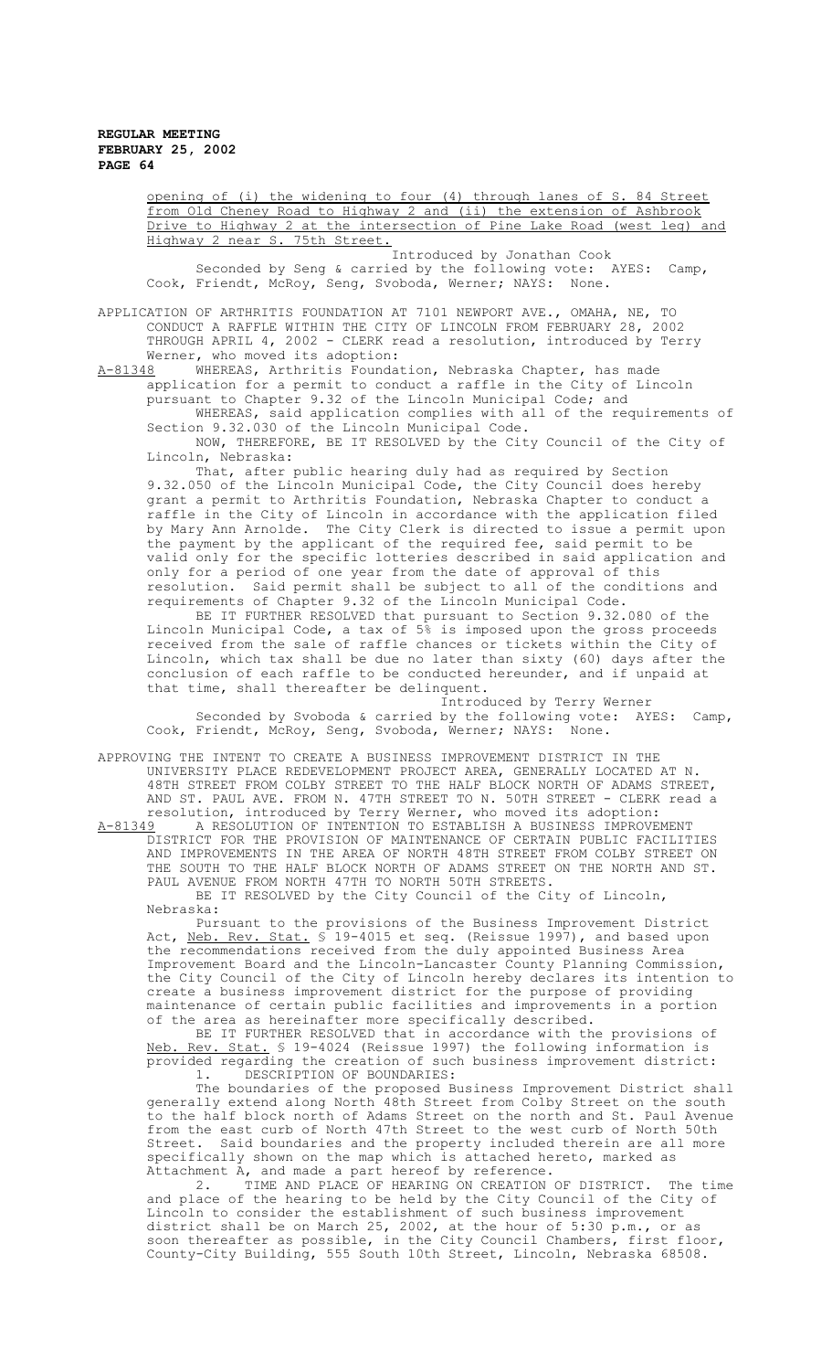opening of (i) the widening to four (4) through lanes of S. 84 Street from Old Cheney Road to Highway 2 and (ii) the extension of Ashbrook Drive to Highway 2 at the intersection of Pine Lake Road (west leg) and Highway 2 near S. 75th Street.

Introduced by Jonathan Cook

Seconded by Seng & carried by the following vote: AYES: Camp, Cook, Friendt, McRoy, Seng, Svoboda, Werner; NAYS: None.

APPLICATION OF ARTHRITIS FOUNDATION AT 7101 NEWPORT AVE., OMAHA, NE, TO CONDUCT A RAFFLE WITHIN THE CITY OF LINCOLN FROM FEBRUARY 28, 2002 THROUGH APRIL 4, 2002 - CLERK read a resolution, introduced by Terry Werner, who moved its adoption:

A-81348 WHEREAS, Arthritis Foundation, Nebraska Chapter, has made application for a permit to conduct a raffle in the City of Lincoln pursuant to Chapter 9.32 of the Lincoln Municipal Code; and

WHEREAS, said application complies with all of the requirements of Section 9.32.030 of the Lincoln Municipal Code.

NOW, THEREFORE, BE IT RESOLVED by the City Council of the City of Lincoln, Nebraska:

That, after public hearing duly had as required by Section 9.32.050 of the Lincoln Municipal Code, the City Council does hereby grant a permit to Arthritis Foundation, Nebraska Chapter to conduct a raffle in the City of Lincoln in accordance with the application filed by Mary Ann Arnolde. The City Clerk is directed to issue a permit upon the payment by the applicant of the required fee, said permit to be valid only for the specific lotteries described in said application and only for a period of one year from the date of approval of this resolution. Said permit shall be subject to all of the conditions and requirements of Chapter 9.32 of the Lincoln Municipal Code.

BE IT FURTHER RESOLVED that pursuant to Section 9.32.080 of the Lincoln Municipal Code, a tax of 5% is imposed upon the gross proceeds received from the sale of raffle chances or tickets within the City of Lincoln, which tax shall be due no later than sixty (60) days after the conclusion of each raffle to be conducted hereunder, and if unpaid at that time, shall thereafter be delinquent.

Introduced by Terry Werner

Seconded by Svoboda & carried by the following vote: AYES: Camp, Cook, Friendt, McRoy, Seng, Svoboda, Werner; NAYS: None.

APPROVING THE INTENT TO CREATE A BUSINESS IMPROVEMENT DISTRICT IN THE UNIVERSITY PLACE REDEVELOPMENT PROJECT AREA, GENERALLY LOCATED AT N. 48TH STREET FROM COLBY STREET TO THE HALF BLOCK NORTH OF ADAMS STREET, AND ST. PAUL AVE. FROM N. 47TH STREET TO N. 50TH STREET - CLERK read a resolution, introduced by Terry Werner, who moved its adoption:

A-81349 A RESOLUTION OF INTENTION TO ESTABLISH A BUSINESS IMPROVEMENT DISTRICT FOR THE PROVISION OF MAINTENANCE OF CERTAIN PUBLIC FACILITIES AND IMPROVEMENTS IN THE AREA OF NORTH 48TH STREET FROM COLBY STREET ON THE SOUTH TO THE HALF BLOCK NORTH OF ADAMS STREET ON THE NORTH AND ST. PAUL AVENUE FROM NORTH 47TH TO NORTH 50TH STREETS.

BE IT RESOLVED by the City Council of the City of Lincoln, Nebraska:

Pursuant to the provisions of the Business Improvement District Act, Neb. Rev. Stat. § 19-4015 et seq. (Reissue 1997), and based upon the recommendations received from the duly appointed Business Area Improvement Board and the Lincoln-Lancaster County Planning Commission, the City Council of the City of Lincoln hereby declares its intention to create a business improvement district for the purpose of providing maintenance of certain public facilities and improvements in a portion of the area as hereinafter more specifically described.

BE IT FURTHER RESOLVED that in accordance with the provisions of Neb. Rev. Stat. § 19-4024 (Reissue 1997) the following information is provided regarding the creation of such business improvement district:

1. DESCRIPTION OF BOUNDARIES:

The boundaries of the proposed Business Improvement District shall generally extend along North 48th Street from Colby Street on the south to the half block north of Adams Street from the north and St. Paul Avenue from the east curb of North 47th Street to the west curb of North 50th Street. Said boundaries and the property included therein are all more specifically shown on the map which is attached hereto, marked as Attachment A, and made a part hereof by reference.

2. TIME AND PLACE OF HEARING ON CREATION OF DISTRICT. The time and place of the hearing to be held by the City Council of the City of Lincoln to consider the establishment of such business improvement district shall be on March 25, 2002, at the hour of 5:30 p.m., or as soon thereafter as possible, in the City Council Chambers, first floor, County-City Building, 555 South 10th Street, Lincoln, Nebraska 68508.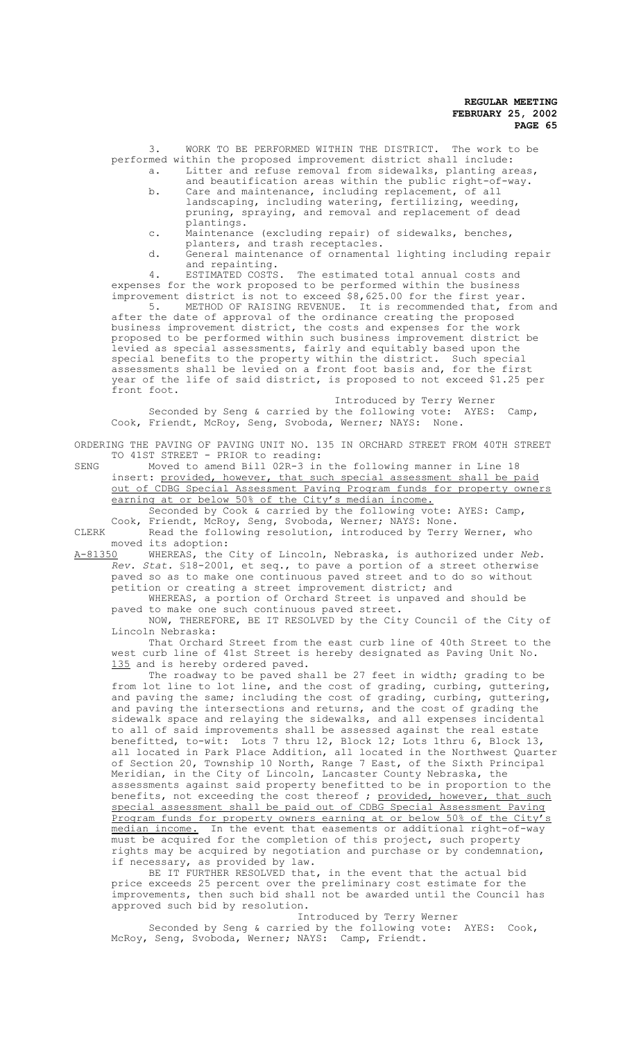3. WORK TO BE PERFORMED WITHIN THE DISTRICT. The work to be performed within the proposed improvement district shall include:

a. Litter and refuse removal from sidewalks, planting areas, and beautification areas within the public right-of-way.

b. Care and maintenance, including replacement, of all landscaping, including watering, fertilizing, weeding, pruning, spraying, and removal and replacement of dead plantings.

c. Maintenance (excluding repair) of sidewalks, benches, planters, and trash receptacles.

d. General maintenance of ornamental lighting including repair and repainting.

4. ESTIMATED COSTS. The estimated total annual costs and expenses for the work proposed to be performed within the business improvement district is not to exceed $8,625.00 for the first year.

5. METHOD OF RAISING REVENUE. It is recommended that, from and after the date of approval of the ordinance creating the proposed business improvement district, the costs and expenses for the work proposed to be performed within such business improvement district be levied as special assessments, fairly and equitably based upon the special benefits to the property within the district. Such special assessments shall be levied on a front foot basis and, for the first year of the life of said district, is proposed to not exceed $1.25 per front foot.

Introduced by Terry Werner

Seconded by Seng & carried by the following vote: AYES: Camp, Cook, Friendt, McRoy, Seng, Svoboda, Werner; NAYS: None.

ORDERING THE PAVING OF PAVING UNIT NO. 135 IN ORCHARD STREET FROM 40TH STREET TO 41ST STREET - PRIOR to reading:

SENG Moved to amend Bill 02R-3 in the following manner in Line 18 insert: <u>provided, however, that such special assessment shall be paid out of CDBG Special Assessment Paving Program funds for property owners earning at or below 50% of the City's median income.</u>

Seconded by Cook & carried by the following vote: AYES: Camp, Cook, Friendt, McRoy, Seng, Svoboda, Werner; NAYS: None.

CLERK Read the following resolution, introduced by Terry Werner, who moved its adoption:

<u>A-81350</u> WHEREAS, the City of Lincoln, Nebraska, is authorized under *Neb. Rev. Stat.* §18-2001, et seq., to pave a portion of a street otherwise paved so as to make one continuous paved street and to do so without petition or creating a street improvement district; and

WHEREAS, a portion of Orchard Street is unpaved and should be paved to make one such continuous paved street.

NOW, THEREFORE, BE IT RESOLVED by the City Council of the City of Lincoln Nebraska:

That Orchard Street from the east curb line of 40th Street to the west curb line of 41st Street is hereby designated as Paving Unit No. <u>135</u> and is hereby ordered paved.

The roadway to be paved shall be 27 feet in width; grading to be from lot line to lot line, and the cost of grading, curbing, guttering, and paving the same; including the cost of grading, curbing, guttering, and paving the intersections and returns, and the cost of grading the sidewalk space and relaying the sidewalks, and all expenses incidental to all of said improvements shall be assessed against the real estate benefitted, to-wit: Lots 7 thru 12, Block 12; Lots 1thru 6, Block 13, all located in Park Place Addition, all located in the Northwest Quarter of Section 20, Township 10 North, Range 7 East, of the Sixth Principal Meridian, in the City of Lincoln, Lancaster County Nebraska, the assessments against said property benefitted to be in proportion to the benefits, not exceeding the cost thereof ; <u>provided, however, that such special assessment shall be paid out of CDBG Special Assessment Paving Program funds for property owners earning at or below 50% of the City's median income.</u> In the event that easements or additional right-of-way must be acquired for the completion of this project, such property rights may be acquired by negotiation and purchase or by condemnation, if necessary, as provided by law.

BE IT FURTHER RESOLVED that, in the event that the actual bid price exceeds 25 percent over the preliminary cost estimate for the improvements, then such bid shall not be awarded until the Council has approved such bid by resolution.

Introduced by Terry Werner

Seconded by Seng & carried by the following vote: AYES: Cook, McRoy, Seng, Svoboda, Werner; NAYS: Camp, Friendt.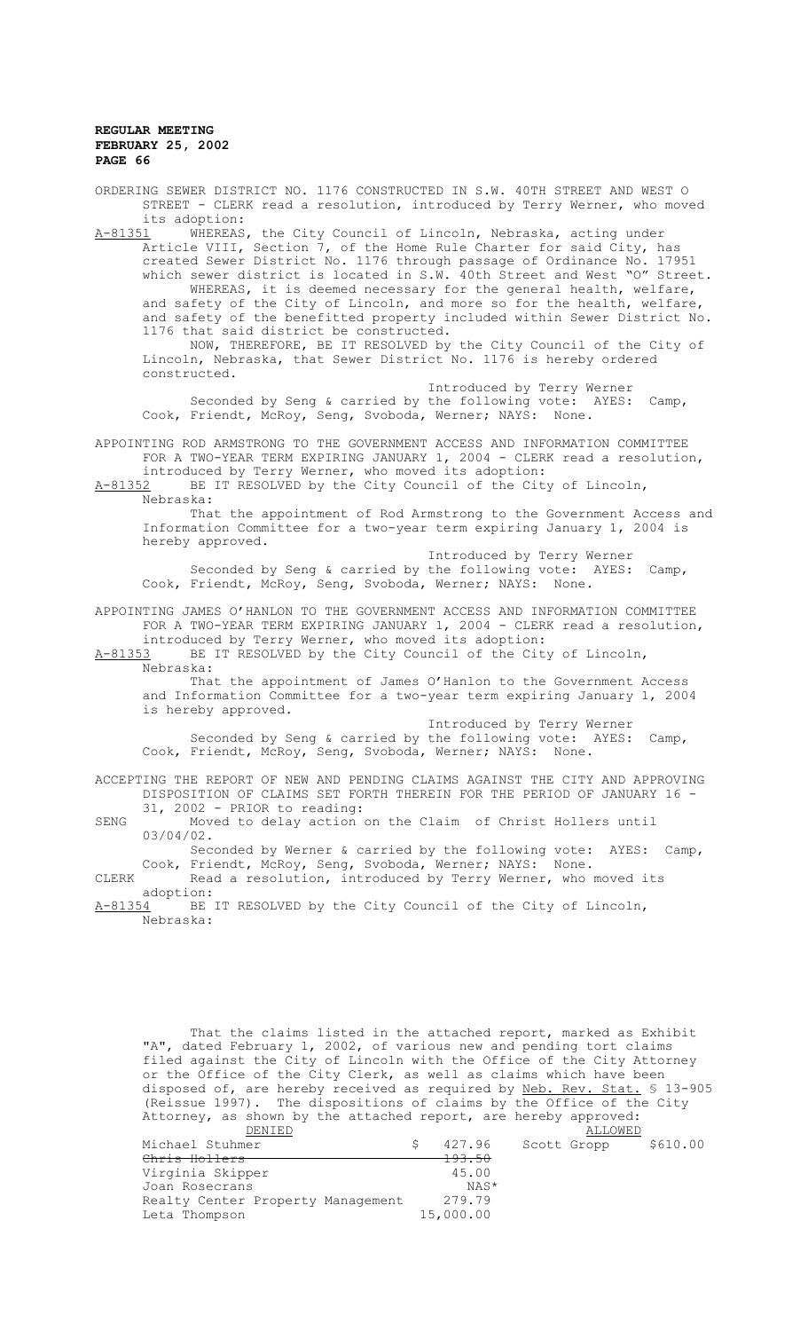ORDERING SEWER DISTRICT NO. 1176 CONSTRUCTED IN S.W. 40TH STREET AND WEST O STREET - CLERK read a resolution, introduced by Terry Werner, who moved its adoption:

A-81351 WHEREAS, the City Council of Lincoln, Nebraska, acting under Article VIII, Section 7, of the Home Rule Charter for said City, has created Sewer District No. 1176 through passage of Ordinance No. 17951 which sewer district is located in S.W. 40th Street and West "O" Street.

WHEREAS, it is deemed necessary for the general health, welfare, and safety of the City of Lincoln, and more so for the health, welfare, and safety of the benefitted property included within Sewer District No. 1176 that said district be constructed.

NOW, THEREFORE, BE IT RESOLVED by the City Council of the City of Lincoln, Nebraska, that Sewer District No. 1176 is hereby ordered constructed.

Introduced by Terry Werner

Seconded by Seng & carried by the following vote: AYES: Camp, Cook, Friendt, McRoy, Seng, Svoboda, Werner; NAYS: None.

APPOINTING ROD ARMSTRONG TO THE GOVERNMENT ACCESS AND INFORMATION COMMITTEE FOR A TWO-YEAR TERM EXPIRING JANUARY 1, 2004 - CLERK read a resolution, introduced by Terry Werner, who moved its adoption:

A-81352 BE IT RESOLVED by the City Council of the City of Lincoln, Nebraska:

That the appointment of Rod Armstrong to the Government Access and Information Committee for a two-year term expiring January 1, 2004 is hereby approved.

Introduced by Terry Werner

Seconded by Seng & carried by the following vote: AYES: Camp, Cook, Friendt, McRoy, Seng, Svoboda, Werner; NAYS: None.

APPOINTING JAMES O'HANLON TO THE GOVERNMENT ACCESS AND INFORMATION COMMITTEE FOR A TWO-YEAR TERM EXPIRING JANUARY 1, 2004 - CLERK read a resolution, introduced by Terry Werner, who moved its adoption:

A-81353 BE IT RESOLVED by the City Council of the City of Lincoln, Nebraska:

That the appointment of James O'Hanlon to the Government Access and Information Committee for a two-year term expiring January 1, 2004 is hereby approved.

Introduced by Terry Werner

Seconded by Seng & carried by the following vote: AYES: Camp, Cook, Friendt, McRoy, Seng, Svoboda, Werner; NAYS: None.

ACCEPTING THE REPORT OF NEW AND PENDING CLAIMS AGAINST THE CITY AND APPROVING DISPOSITION OF CLAIMS SET FORTH THEREIN FOR THE PERIOD OF JANUARY 16 - 31, 2002 - PRIOR to reading:

SENG Moved to delay action on the Claim of Christ Hollers until 03/04/02.

Seconded by Werner & carried by the following vote: AYES: Camp, Cook, Friendt, McRoy, Seng, Svoboda, Werner; NAYS: None.

CLERK Read a resolution, introduced by Terry Werner, who moved its adoption:

A-81354 BE IT RESOLVED by the City Council of the City of Lincoln, Nebraska:

That the claims listed in the attached report, marked as Exhibit "A", dated February 1, 2002, of various new and pending tort claims filed against the City of Lincoln with the Office of the City Attorney or the Office of the City Clerk, as well as claims which have been disposed of, are hereby received as required by Neb. Rev. Stat. § 13-905 (Reissue 1997). The dispositions of claims by the Office of the City Attorney, as shown by the attached report, are hereby approved:

| DENIED | | ALLOWED | |
|---|---|---|---|
| Michael Stuhmer | $ 427.96 | Scott Gropp | $610.00 |
| ~~Chris Hollers~~ | ~~193.50~~ | | |
| Virginia Skipper | 45.00 | | |
| Joan Rosecrans | NAS* | | |
| Realty Center Property Management | 279.79 | | |
| Leta Thompson | 15,000.00 | | |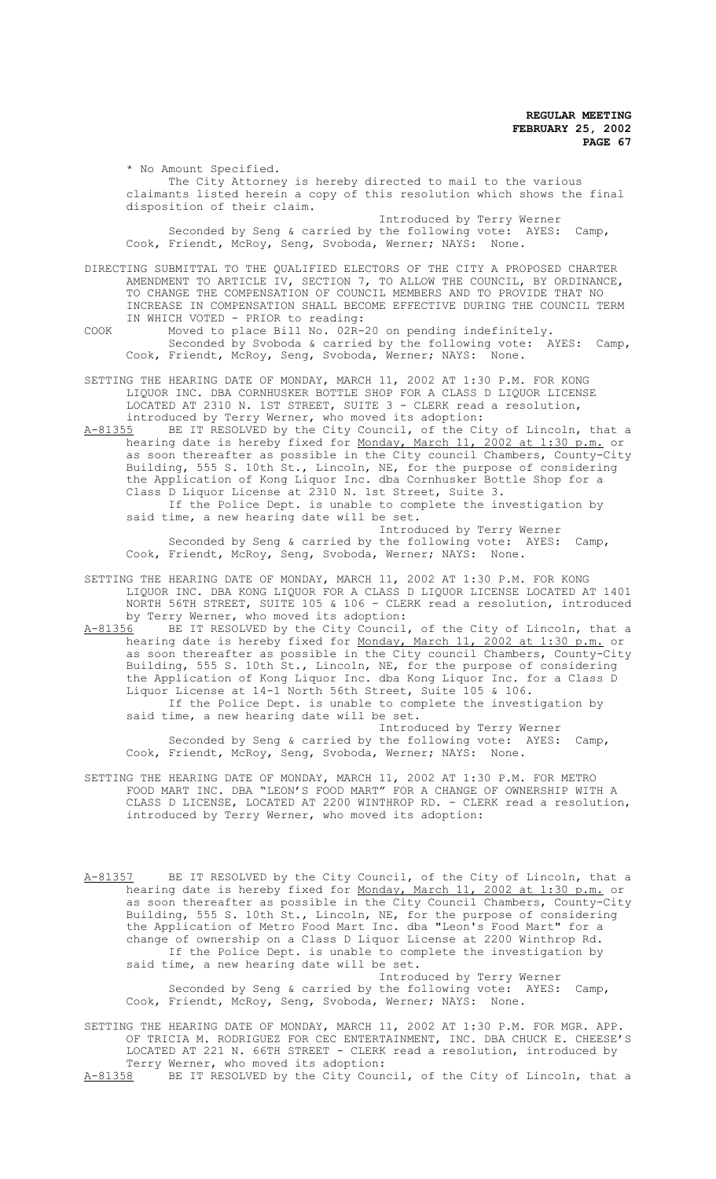* No Amount Specified.

The City Attorney is hereby directed to mail to the various claimants listed herein a copy of this resolution which shows the final disposition of their claim.

Introduced by Terry Werner

Seconded by Seng & carried by the following vote: AYES: Camp, Cook, Friendt, McRoy, Seng, Svoboda, Werner; NAYS: None.

DIRECTING SUBMITTAL TO THE QUALIFIED ELECTORS OF THE CITY A PROPOSED CHARTER AMENDMENT TO ARTICLE IV, SECTION 7, TO ALLOW THE COUNCIL, BY ORDINANCE, TO CHANGE THE COMPENSATION OF COUNCIL MEMBERS AND TO PROVIDE THAT NO INCREASE IN COMPENSATION SHALL BECOME EFFECTIVE DURING THE COUNCIL TERM IN WHICH VOTED - PRIOR to reading:

COOK Moved to place Bill No. 02R-20 on pending indefinitely.

Seconded by Svoboda & carried by the following vote: AYES: Camp, Cook, Friendt, McRoy, Seng, Svoboda, Werner; NAYS: None.

SETTING THE HEARING DATE OF MONDAY, MARCH 11, 2002 AT 1:30 P.M. FOR KONG LIQUOR INC. DBA CORNHUSKER BOTTLE SHOP FOR A CLASS D LIQUOR LICENSE LOCATED AT 2310 N. 1ST STREET, SUITE 3 - CLERK read a resolution, introduced by Terry Werner, who moved its adoption:

A-81355 BE IT RESOLVED by the City Council, of the City of Lincoln, that a hearing date is hereby fixed for Monday, March 11, 2002 at 1:30 p.m. or as soon thereafter as possible in the City council Chambers, County-City Building, 555 S. 10th St., Lincoln, NE, for the purpose of considering the Application of Kong Liquor Inc. dba Cornhusker Bottle Shop for a Class D Liquor License at 2310 N. 1st Street, Suite 3.

If the Police Dept. is unable to complete the investigation by said time, a new hearing date will be set.

Introduced by Terry Werner

Seconded by Seng & carried by the following vote: AYES: Camp, Cook, Friendt, McRoy, Seng, Svoboda, Werner; NAYS: None.

SETTING THE HEARING DATE OF MONDAY, MARCH 11, 2002 AT 1:30 P.M. FOR KONG LIQUOR INC. DBA KONG LIQUOR FOR A CLASS D LIQUOR LICENSE LOCATED AT 1401 NORTH 56TH STREET, SUITE 105 & 106 - CLERK read a resolution, introduced by Terry Werner, who moved its adoption:

A-81356 BE IT RESOLVED by the City Council, of the City of Lincoln, that a hearing date is hereby fixed for Monday, March 11, 2002 at 1:30 p.m. or as soon thereafter as possible in the City council Chambers, County-City Building, 555 S. 10th St., Lincoln, NE, for the purpose of considering the Application of Kong Liquor Inc. dba Kong Liquor Inc. for a Class D Liquor License at 14-1 North 56th Street, Suite 105 & 106.

If the Police Dept. is unable to complete the investigation by said time, a new hearing date will be set.

Introduced by Terry Werner

Seconded by Seng & carried by the following vote: AYES: Camp, Cook, Friendt, McRoy, Seng, Svoboda, Werner; NAYS: None.

SETTING THE HEARING DATE OF MONDAY, MARCH 11, 2002 AT 1:30 P.M. FOR METRO FOOD MART INC. DBA "LEON'S FOOD MART" FOR A CHANGE OF OWNERSHIP WITH A CLASS D LICENSE, LOCATED AT 2200 WINTHROP RD. - CLERK read a resolution, introduced by Terry Werner, who moved its adoption:

A-81357 BE IT RESOLVED by the City Council, of the City of Lincoln, that a hearing date is hereby fixed for Monday, March 11, 2002 at 1:30 p.m. or as soon thereafter as possible in the City Council Chambers, County-City Building, 555 S. 10th St., Lincoln, NE, for the purpose of considering the Application of Metro Food Mart Inc. dba "Leon's Food Mart" for a change of ownership on a Class D Liquor License at 2200 Winthrop Rd.

If the Police Dept. is unable to complete the investigation by said time, a new hearing date will be set.

Introduced by Terry Werner

Seconded by Seng & carried by the following vote: AYES: Camp, Cook, Friendt, McRoy, Seng, Svoboda, Werner; NAYS: None.

SETTING THE HEARING DATE OF MONDAY, MARCH 11, 2002 AT 1:30 P.M. FOR MGR. APP. OF TRICIA M. RODRIGUEZ FOR CEC ENTERTAINMENT, INC. DBA CHUCK E. CHEESE'S LOCATED AT 221 N. 66TH STREET - CLERK read a resolution, introduced by Terry Werner, who moved its adoption:

A-81358 BE IT RESOLVED by the City Council, of the City of Lincoln, that a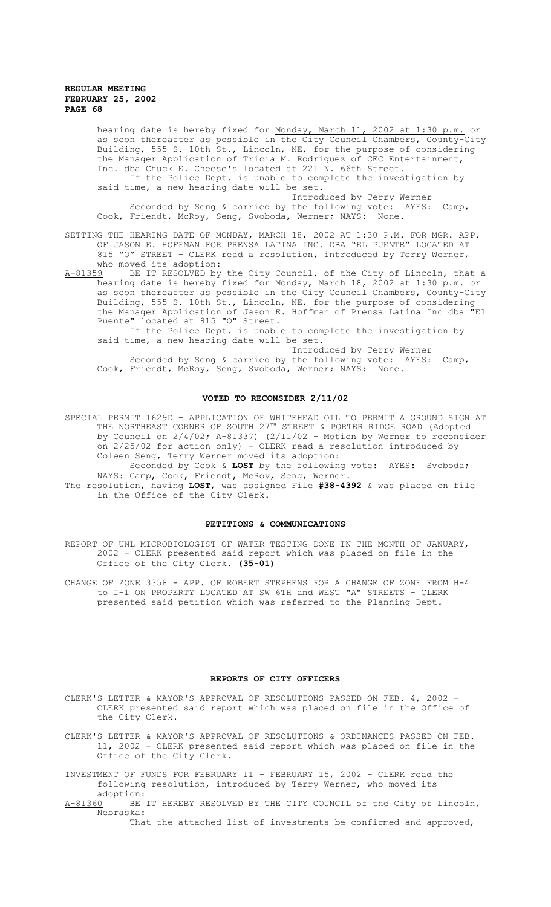hearing date is hereby fixed for Monday, March 11, 2002 at 1:30 p.m. or as soon thereafter as possible in the City Council Chambers, County-City Building, 555 S. 10th St., Lincoln, NE, for the purpose of considering the Manager Application of Tricia M. Rodriguez of CEC Entertainment, Inc. dba Chuck E. Cheese's located at 221 N. 66th Street.

If the Police Dept. is unable to complete the investigation by said time, a new hearing date will be set.

Introduced by Terry Werner

Seconded by Seng & carried by the following vote: AYES: Camp, Cook, Friendt, McRoy, Seng, Svoboda, Werner; NAYS: None.

SETTING THE HEARING DATE OF MONDAY, MARCH 18, 2002 AT 1:30 P.M. FOR MGR. APP. OF JASON E. HOFFMAN FOR PRENSA LATINA INC. DBA "EL PUENTE" LOCATED AT 815 "O" STREET - CLERK read a resolution, introduced by Terry Werner, who moved its adoption:

A-81359 BE IT RESOLVED by the City Council, of the City of Lincoln, that a hearing date is hereby fixed for Monday, March 18, 2002 at 1:30 p.m. or as soon thereafter as possible in the City Council Chambers, County-City Building, 555 S. 10th St., Lincoln, NE, for the purpose of considering the Manager Application of Jason E. Hoffman of Prensa Latina Inc dba "El Puente" located at 815 "O" Street.

If the Police Dept. is unable to complete the investigation by said time, a new hearing date will be set.

Introduced by Terry Werner

Seconded by Seng & carried by the following vote: AYES: Camp, Cook, Friendt, McRoy, Seng, Svoboda, Werner; NAYS: None.

## VOTED TO RECONSIDER 2/11/02

SPECIAL PERMIT 1629D - APPLICATION OF WHITEHEAD OIL TO PERMIT A GROUND SIGN AT THE NORTHEAST CORNER OF SOUTH 27TH STREET & PORTER RIDGE ROAD (Adopted by Council on 2/4/02; A-81337) (2/11/02 - Motion by Werner to reconsider on 2/25/02 for action only) - CLERK read a resolution introduced by Coleen Seng, Terry Werner moved its adoption:

Seconded by Cook & **LOST** by the following vote: AYES: Svoboda; NAYS: Camp, Cook, Friendt, McRoy, Seng, Werner.

The resolution, having **LOST**, was assigned File **#38-4392** & was placed on file in the Office of the City Clerk.

## PETITIONS & COMMUNICATIONS

REPORT OF UNL MICROBIOLOGIST OF WATER TESTING DONE IN THE MONTH OF JANUARY, 2002 - CLERK presented said report which was placed on file in the Office of the City Clerk. **(35-01)**

CHANGE OF ZONE 3358 - APP. OF ROBERT STEPHENS FOR A CHANGE OF ZONE FROM H-4 to I-1 ON PROPERTY LOCATED AT SW 6TH and WEST "A" STREETS - CLERK presented said petition which was referred to the Planning Dept.

## REPORTS OF CITY OFFICERS

CLERK'S LETTER & MAYOR'S APPROVAL OF RESOLUTIONS PASSED ON FEB. 4, 2002 - CLERK presented said report which was placed on file in the Office of the City Clerk.

CLERK'S LETTER & MAYOR'S APPROVAL OF RESOLUTIONS & ORDINANCES PASSED ON FEB. 11, 2002 - CLERK presented said report which was placed on file in the Office of the City Clerk.

INVESTMENT OF FUNDS FOR FEBRUARY 11 - FEBRUARY 15, 2002 - CLERK read the following resolution, introduced by Terry Werner, who moved its adoption:

A-81360 BE IT HEREBY RESOLVED BY THE CITY COUNCIL of the City of Lincoln, Nebraska:

That the attached list of investments be confirmed and approved,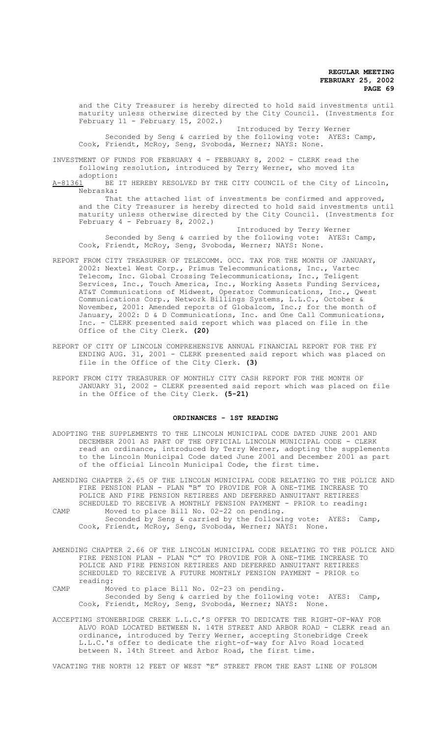and the City Treasurer is hereby directed to hold said investments until maturity unless otherwise directed by the City Council. (Investments for February 11 - February 15, 2002.)

Introduced by Terry Werner

Seconded by Seng & carried by the following vote: AYES: Camp, Cook, Friendt, McRoy, Seng, Svoboda, Werner; NAYS: None.

INVESTMENT OF FUNDS FOR FEBRUARY 4 - FEBRUARY 8, 2002 - CLERK read the following resolution, introduced by Terry Werner, who moved its adoption:

A-81361 BE IT HEREBY RESOLVED BY THE CITY COUNCIL of the City of Lincoln, Nebraska:

That the attached list of investments be confirmed and approved, and the City Treasurer is hereby directed to hold said investments until maturity unless otherwise directed by the City Council. (Investments for February 4 - February 8, 2002.)

Introduced by Terry Werner

Seconded by Seng & carried by the following vote: AYES: Camp, Cook, Friendt, McRoy, Seng, Svoboda, Werner; NAYS: None.

REPORT FROM CITY TREASURER OF TELECOMM. OCC. TAX FOR THE MONTH OF JANUARY, 2002: Nextel West Corp., Primus Telecommunications, Inc., Vartec Telecom, Inc. Global Crossing Telecommunications, Inc., Teligent Services, Inc., Touch America, Inc., Working Assets Funding Services, AT&T Communications of Midwest, Operator Communications, Inc., Qwest Communications Corp., Network Billings Systems, L.L.C., October & November, 2001: Amended reports of Globalcom, Inc.; for the month of January, 2002: D & D Communications, Inc. and One Call Communications, Inc. - CLERK presented said report which was placed on file in the Office of the City Clerk. **(20)**

REPORT OF CITY OF LINCOLN COMPREHENSIVE ANNUAL FINANCIAL REPORT FOR THE FY ENDING AUG. 31, 2001 - CLERK presented said report which was placed on file in the Office of the City Clerk. **(3)**

REPORT FROM CITY TREASURER OF MONTHLY CITY CASH REPORT FOR THE MONTH OF JANUARY 31, 2002 - CLERK presented said report which was placed on file in the Office of the City Clerk. **(5-21)**

## ORDINANCES - 1ST READING

ADOPTING THE SUPPLEMENTS TO THE LINCOLN MUNICIPAL CODE DATED JUNE 2001 AND DECEMBER 2001 AS PART OF THE OFFICIAL LINCOLN MUNICIPAL CODE - CLERK read an ordinance, introduced by Terry Werner, adopting the supplements to the Lincoln Municipal Code dated June 2001 and December 2001 as part of the official Lincoln Municipal Code, the first time.

AMENDING CHAPTER 2.65 OF THE LINCOLN MUNICIPAL CODE RELATING TO THE POLICE AND FIRE PENSION PLAN - PLAN "B" TO PROVIDE FOR A ONE-TIME INCREASE TO POLICE AND FIRE PENSION RETIREES AND DEFERRED ANNUITANT RETIREES SCHEDULED TO RECEIVE A MONTHLY PENSION PAYMENT - PRIOR to reading:

CAMP Moved to place Bill No. 02-22 on pending.

Seconded by Seng & carried by the following vote: AYES: Camp, Cook, Friendt, McRoy, Seng, Svoboda, Werner; NAYS: None.

AMENDING CHAPTER 2.66 OF THE LINCOLN MUNICIPAL CODE RELATING TO THE POLICE AND FIRE PENSION PLAN - PLAN "C" TO PROVIDE FOR A ONE-TIME INCREASE TO POLICE AND FIRE PENSION RETIREES AND DEFERRED ANNUITANT RETIREES SCHEDULED TO RECEIVE A FUTURE MONTHLY PENSION PAYMENT - PRIOR to reading:

CAMP Moved to place Bill No. 02-23 on pending.

Seconded by Seng & carried by the following vote: AYES: Camp, Cook, Friendt, McRoy, Seng, Svoboda, Werner; NAYS: None.

ACCEPTING STONEBRIDGE CREEK L.L.C.'S OFFER TO DEDICATE THE RIGHT-OF-WAY FOR ALVO ROAD LOCATED BETWEEN N. 14TH STREET AND ARBOR ROAD - CLERK read an ordinance, introduced by Terry Werner, accepting Stonebridge Creek L.L.C.'s offer to dedicate the right-of-way for Alvo Road located between N. 14th Street and Arbor Road, the first time.

VACATING THE NORTH 12 FEET OF WEST "E" STREET FROM THE EAST LINE OF FOLSOM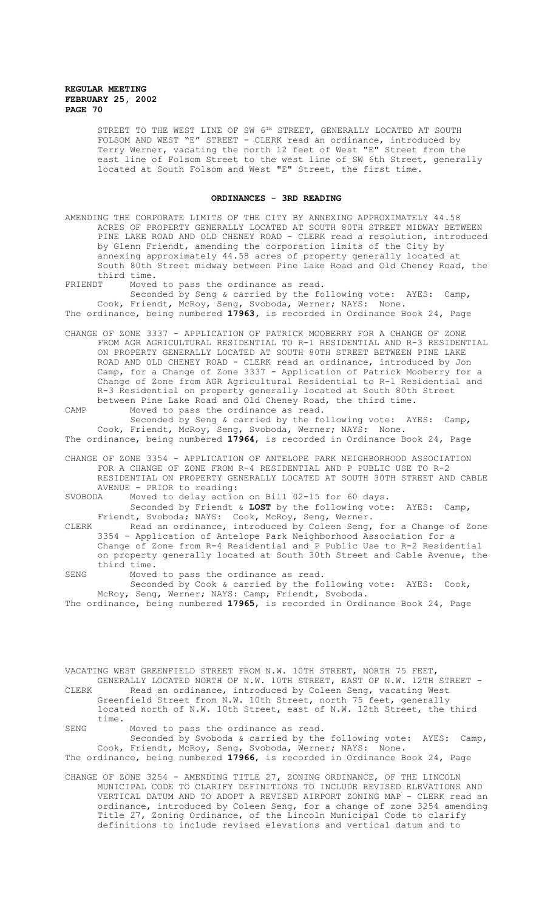STREET TO THE WEST LINE OF SW 6TH STREET, GENERALLY LOCATED AT SOUTH FOLSOM AND WEST "E" STREET - CLERK read an ordinance, introduced by Terry Werner, vacating the north 12 feet of West "E" Street from the east line of Folsom Street to the west line of SW 6th Street, generally located at South Folsom and West "E" Street, the first time.

## ORDINANCES - 3RD READING

AMENDING THE CORPORATE LIMITS OF THE CITY BY ANNEXING APPROXIMATELY 44.58 ACRES OF PROPERTY GENERALLY LOCATED AT SOUTH 80TH STREET MIDWAY BETWEEN PINE LAKE ROAD AND OLD CHENEY ROAD - CLERK read a resolution, introduced by Glenn Friendt, amending the corporation limits of the City by annexing approximately 44.58 acres of property generally located at South 80th Street midway between Pine Lake Road and Old Cheney Road, the third time.

FRIENDT Moved to pass the ordinance as read.

Seconded by Seng & carried by the following vote: AYES: Camp, Cook, Friendt, McRoy, Seng, Svoboda, Werner; NAYS: None.

The ordinance, being numbered **17963**, is recorded in Ordinance Book 24, Page

CHANGE OF ZONE 3337 - APPLICATION OF PATRICK MOOBERRY FOR A CHANGE OF ZONE FROM AGR AGRICULTURAL RESIDENTIAL TO R-1 RESIDENTIAL AND R-3 RESIDENTIAL ON PROPERTY GENERALLY LOCATED AT SOUTH 80TH STREET BETWEEN PINE LAKE ROAD AND OLD CHENEY ROAD - CLERK read an ordinance, introduced by Jon Camp, for a Change of Zone 3337 - Application of Patrick Mooberry for a Change of Zone from AGR Agricultural Residential to R-1 Residential and R-3 Residential on property generally located at South 80th Street between Pine Lake Road and Old Cheney Road, the third time.

CAMP Moved to pass the ordinance as read.

Seconded by Seng & carried by the following vote: AYES: Camp, Cook, Friendt, McRoy, Seng, Svoboda, Werner; NAYS: None.

The ordinance, being numbered **17964**, is recorded in Ordinance Book 24, Page

CHANGE OF ZONE 3354 - APPLICATION OF ANTELOPE PARK NEIGHBORHOOD ASSOCIATION FOR A CHANGE OF ZONE FROM R-4 RESIDENTIAL AND P PUBLIC USE TO R-2 RESIDENTIAL ON PROPERTY GENERALLY LOCATED AT SOUTH 30TH STREET AND CABLE AVENUE - PRIOR to reading:

SVOBODA Moved to delay action on Bill 02-15 for 60 days.

Seconded by Friendt & **LOST** by the following vote: AYES: Camp, Friendt, Svoboda; NAYS: Cook, McRoy, Seng, Werner.

CLERK Read an ordinance, introduced by Coleen Seng, for a Change of Zone 3354 - Application of Antelope Park Neighborhood Association for a Change of Zone from R-4 Residential and P Public Use to R-2 Residential on property generally located at South 30th Street and Cable Avenue, the third time.

SENG Moved to pass the ordinance as read.

Seconded by Cook & carried by the following vote: AYES: Cook, McRoy, Seng, Werner; NAYS: Camp, Friendt, Svoboda.

The ordinance, being numbered **17965**, is recorded in Ordinance Book 24, Page

VACATING WEST GREENFIELD STREET FROM N.W. 10TH STREET, NORTH 75 FEET, GENERALLY LOCATED NORTH OF N.W. 10TH STREET, EAST OF N.W. 12TH STREET -

CLERK Read an ordinance, introduced by Coleen Seng, vacating West Greenfield Street from N.W. 10th Street, north 75 feet, generally located north of N.W. 10th Street, east of N.W. 12th Street, the third time.

SENG Moved to pass the ordinance as read.

Seconded by Svoboda & carried by the following vote: AYES: Camp, Cook, Friendt, McRoy, Seng, Svoboda, Werner; NAYS: None.

The ordinance, being numbered **17966**, is recorded in Ordinance Book 24, Page

CHANGE OF ZONE 3254 - AMENDING TITLE 27, ZONING ORDINANCE, OF THE LINCOLN MUNICIPAL CODE TO CLARIFY DEFINITIONS TO INCLUDE REVISED ELEVATIONS AND VERTICAL DATUM AND TO ADOPT A REVISED AIRPORT ZONING MAP - CLERK read an ordinance, introduced by Coleen Seng, for a change of zone 3254 amending Title 27, Zoning Ordinance, of the Lincoln Municipal Code to clarify definitions to include revised elevations and vertical datum and to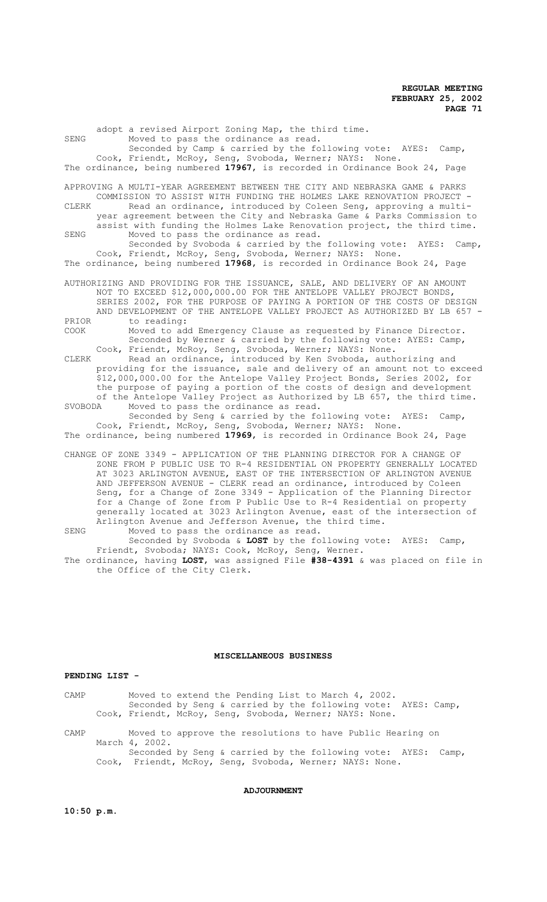adopt a revised Airport Zoning Map, the third time.

SENG Moved to pass the ordinance as read.
Seconded by Camp & carried by the following vote: AYES: Camp, Cook, Friendt, McRoy, Seng, Svoboda, Werner; NAYS: None.

The ordinance, being numbered **17967**, is recorded in Ordinance Book 24, Page

APPROVING A MULTI-YEAR AGREEMENT BETWEEN THE CITY AND NEBRASKA GAME & PARKS COMMISSION TO ASSIST WITH FUNDING THE HOLMES LAKE RENOVATION PROJECT -

CLERK Read an ordinance, introduced by Coleen Seng, approving a multi-year agreement between the City and Nebraska Game & Parks Commission to assist with funding the Holmes Lake Renovation project, the third time.

SENG Moved to pass the ordinance as read.
Seconded by Svoboda & carried by the following vote: AYES: Camp, Cook, Friendt, McRoy, Seng, Svoboda, Werner; NAYS: None.

The ordinance, being numbered **17968**, is recorded in Ordinance Book 24, Page

AUTHORIZING AND PROVIDING FOR THE ISSUANCE, SALE, AND DELIVERY OF AN AMOUNT NOT TO EXCEED $12,000,000.00 FOR THE ANTELOPE VALLEY PROJECT BONDS, SERIES 2002, FOR THE PURPOSE OF PAYING A PORTION OF THE COSTS OF DESIGN AND DEVELOPMENT OF THE ANTELOPE VALLEY PROJECT AS AUTHORIZED BY LB 657 -

PRIOR to reading:

COOK Moved to add Emergency Clause as requested by Finance Director.
Seconded by Werner & carried by the following vote: AYES: Camp, Cook, Friendt, McRoy, Seng, Svoboda, Werner; NAYS: None.

CLERK Read an ordinance, introduced by Ken Svoboda, authorizing and providing for the issuance, sale and delivery of an amount not to exceed $12,000,000.00 for the Antelope Valley Project Bonds, Series 2002, for the purpose of paying a portion of the costs of design and development of the Antelope Valley Project as Authorized by LB 657, the third time.

SVOBODA Moved to pass the ordinance as read.
Seconded by Seng & carried by the following vote: AYES: Camp, Cook, Friendt, McRoy, Seng, Svoboda, Werner; NAYS: None.

The ordinance, being numbered **17969**, is recorded in Ordinance Book 24, Page

CHANGE OF ZONE 3349 - APPLICATION OF THE PLANNING DIRECTOR FOR A CHANGE OF ZONE FROM P PUBLIC USE TO R-4 RESIDENTIAL ON PROPERTY GENERALLY LOCATED AT 3023 ARLINGTON AVENUE, EAST OF THE INTERSECTION OF ARLINGTON AVENUE AND JEFFERSON AVENUE - CLERK read an ordinance, introduced by Coleen Seng, for a Change of Zone 3349 - Application of the Planning Director for a Change of Zone from P Public Use to R-4 Residential on property generally located at 3023 Arlington Avenue, east of the intersection of Arlington Avenue and Jefferson Avenue, the third time.

SENG Moved to pass the ordinance as read.
Seconded by Svoboda & **LOST** by the following vote: AYES: Camp, Friendt, Svoboda; NAYS: Cook, McRoy, Seng, Werner.

The ordinance, having **LOST**, was assigned File **#38-4391** & was placed on file in the Office of the City Clerk.

## MISCELLANEOUS BUSINESS

**PENDING LIST -**

CAMP Moved to extend the Pending List to March 4, 2002.
Seconded by Seng & carried by the following vote: AYES: Camp, Cook, Friendt, McRoy, Seng, Svoboda, Werner; NAYS: None.

CAMP Moved to approve the resolutions to have Public Hearing on March 4, 2002.
Seconded by Seng & carried by the following vote: AYES: Camp, Cook, Friendt, McRoy, Seng, Svoboda, Werner; NAYS: None.

## ADJOURNMENT

**10:50 p.m.**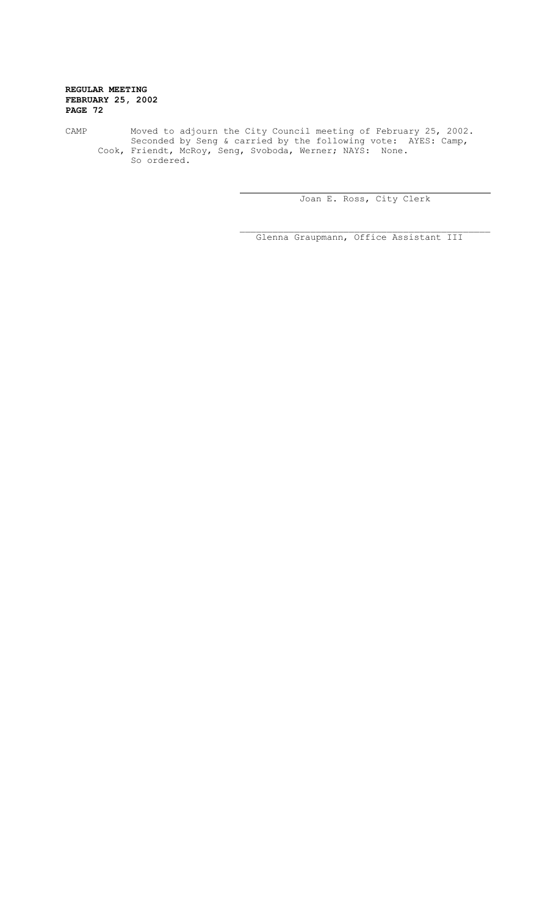CAMP Moved to adjourn the City Council meeting of February 25, 2002. Seconded by Seng & carried by the following vote: AYES: Camp, Cook, Friendt, McRoy, Seng, Svoboda, Werner; NAYS: None. So ordered.

Joan E. Ross, City Clerk

Glenna Graupmann, Office Assistant III